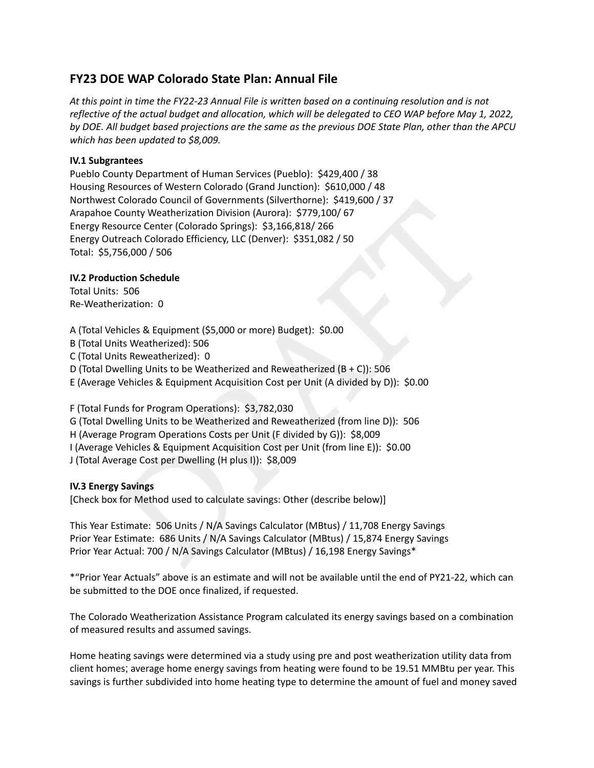## FY23 DOE WAP Colorado State Plan: Annual File

*At this point in time the FY22-23 Annual File is written based on a continuing resolution and is not reflective of the actual budget and allocation, which will be delegated to CEO WAP before May 1, 2022, by DOE. All budget based projections are the same as the previous DOE State Plan, other than the APCU which has been updated to $8,009.*

**IV.1 Subgrantees**

Pueblo County Department of Human Services (Pueblo): $429,400 / 38
Housing Resources of Western Colorado (Grand Junction): $610,000 / 48
Northwest Colorado Council of Governments (Silverthorne): $419,600 / 37
Arapahoe County Weatherization Division (Aurora): $779,100/ 67
Energy Resource Center (Colorado Springs): $3,166,818/ 266
Energy Outreach Colorado Efficiency, LLC (Denver): $351,082 / 50
Total: $5,756,000 / 506

**IV.2 Production Schedule**

Total Units: 506
Re-Weatherization: 0

A (Total Vehicles & Equipment ($5,000 or more) Budget): $0.00
B (Total Units Weatherized): 506
C (Total Units Reweatherized): 0
D (Total Dwelling Units to be Weatherized and Reweatherized (B + C)): 506
E (Average Vehicles & Equipment Acquisition Cost per Unit (A divided by D)): $0.00

F (Total Funds for Program Operations): $3,782,030
G (Total Dwelling Units to be Weatherized and Reweatherized (from line D)): 506
H (Average Program Operations Costs per Unit (F divided by G)): $8,009
I (Average Vehicles & Equipment Acquisition Cost per Unit (from line E)): $0.00
J (Total Average Cost per Dwelling (H plus I)): $8,009

**IV.3 Energy Savings**

[Check box for Method used to calculate savings: Other (describe below)]

This Year Estimate: 506 Units / N/A Savings Calculator (MBtus) / 11,708 Energy Savings
Prior Year Estimate: 686 Units / N/A Savings Calculator (MBtus) / 15,874 Energy Savings
Prior Year Actual: 700 / N/A Savings Calculator (MBtus) / 16,198 Energy Savings*

*"Prior Year Actuals" above is an estimate and will not be available until the end of PY21-22, which can be submitted to the DOE once finalized, if requested.

The Colorado Weatherization Assistance Program calculated its energy savings based on a combination of measured results and assumed savings.

Home heating savings were determined via a study using pre and post weatherization utility data from client homes; average home energy savings from heating were found to be 19.51 MMBtu per year. This savings is further subdivided into home heating type to determine the amount of fuel and money saved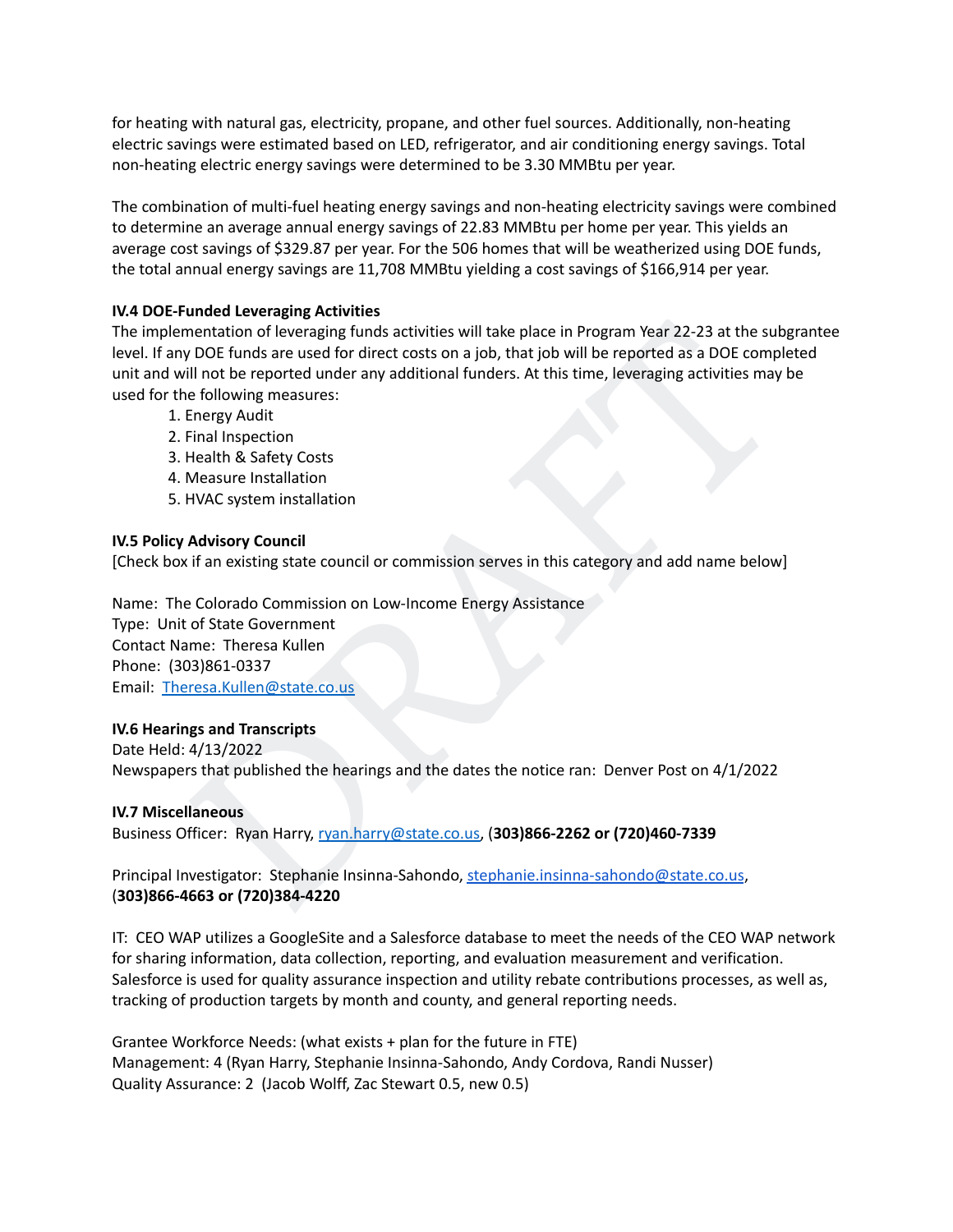for heating with natural gas, electricity, propane, and other fuel sources. Additionally, non-heating electric savings were estimated based on LED, refrigerator, and air conditioning energy savings. Total non-heating electric energy savings were determined to be 3.30 MMBtu per year.

The combination of multi-fuel heating energy savings and non-heating electricity savings were combined to determine an average annual energy savings of 22.83 MMBtu per home per year. This yields an average cost savings of $329.87 per year. For the 506 homes that will be weatherized using DOE funds, the total annual energy savings are 11,708 MMBtu yielding a cost savings of $166,914 per year.

**IV.4 DOE-Funded Leveraging Activities**

The implementation of leveraging funds activities will take place in Program Year 22-23 at the subgrantee level. If any DOE funds are used for direct costs on a job, that job will be reported as a DOE completed unit and will not be reported under any additional funders. At this time, leveraging activities may be used for the following measures:

1. Energy Audit
2. Final Inspection
3. Health & Safety Costs
4. Measure Installation
5. HVAC system installation

**IV.5 Policy Advisory Council**

[Check box if an existing state council or commission serves in this category and add name below]

Name: The Colorado Commission on Low-Income Energy Assistance
Type: Unit of State Government
Contact Name: Theresa Kullen
Phone: (303)861-0337
Email: Theresa.Kullen@state.co.us

**IV.6 Hearings and Transcripts**

Date Held: 4/13/2022
Newspapers that published the hearings and the dates the notice ran: Denver Post on 4/1/2022

**IV.7 Miscellaneous**

Business Officer: Ryan Harry, ryan.harry@state.co.us, (**303)866-2262 or (720)460-7339**

Principal Investigator: Stephanie Insinna-Sahondo, stephanie.insinna-sahondo@state.co.us, (**303)866-4663 or (720)384-4220**

IT: CEO WAP utilizes a GoogleSite and a Salesforce database to meet the needs of the CEO WAP network for sharing information, data collection, reporting, and evaluation measurement and verification. Salesforce is used for quality assurance inspection and utility rebate contributions processes, as well as, tracking of production targets by month and county, and general reporting needs.

Grantee Workforce Needs: (what exists + plan for the future in FTE)
Management: 4 (Ryan Harry, Stephanie Insinna-Sahondo, Andy Cordova, Randi Nusser)
Quality Assurance: 2 (Jacob Wolff, Zac Stewart 0.5, new 0.5)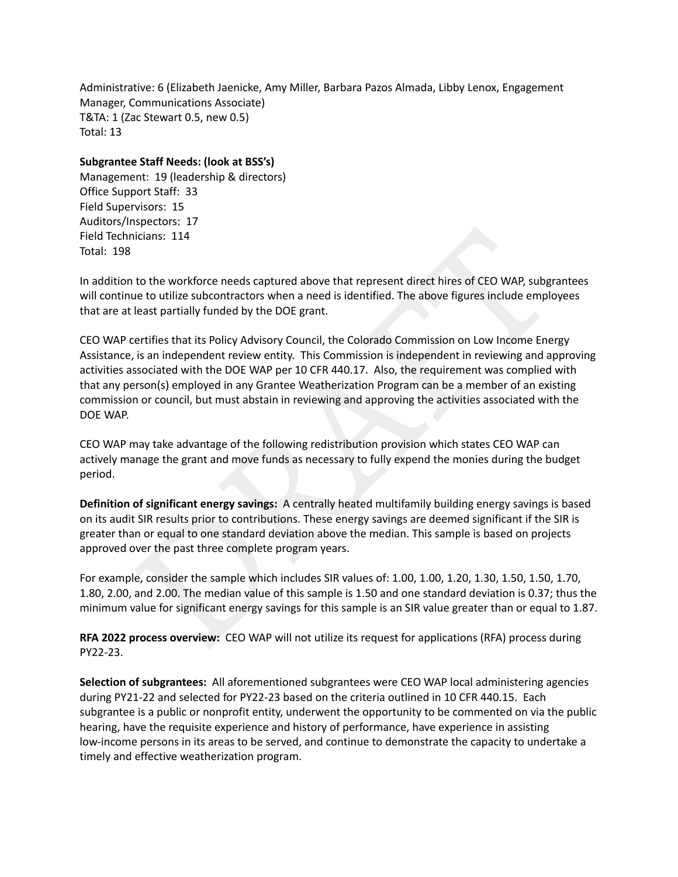Administrative: 6 (Elizabeth Jaenicke, Amy Miller, Barbara Pazos Almada, Libby Lenox, Engagement Manager, Communications Associate)
T&TA: 1 (Zac Stewart 0.5, new 0.5)
Total: 13

**Subgrantee Staff Needs: (look at BSS's)**
Management: 19 (leadership & directors)
Office Support Staff: 33
Field Supervisors: 15
Auditors/Inspectors: 17
Field Technicians: 114
Total: 198

In addition to the workforce needs captured above that represent direct hires of CEO WAP, subgrantees will continue to utilize subcontractors when a need is identified. The above figures include employees that are at least partially funded by the DOE grant.

CEO WAP certifies that its Policy Advisory Council, the Colorado Commission on Low Income Energy Assistance, is an independent review entity. This Commission is independent in reviewing and approving activities associated with the DOE WAP per 10 CFR 440.17. Also, the requirement was complied with that any person(s) employed in any Grantee Weatherization Program can be a member of an existing commission or council, but must abstain in reviewing and approving the activities associated with the DOE WAP.

CEO WAP may take advantage of the following redistribution provision which states CEO WAP can actively manage the grant and move funds as necessary to fully expend the monies during the budget period.

**Definition of significant energy savings:** A centrally heated multifamily building energy savings is based on its audit SIR results prior to contributions. These energy savings are deemed significant if the SIR is greater than or equal to one standard deviation above the median. This sample is based on projects approved over the past three complete program years.

For example, consider the sample which includes SIR values of: 1.00, 1.00, 1.20, 1.30, 1.50, 1.50, 1.70, 1.80, 2.00, and 2.00. The median value of this sample is 1.50 and one standard deviation is 0.37; thus the minimum value for significant energy savings for this sample is an SIR value greater than or equal to 1.87.

**RFA 2022 process overview:** CEO WAP will not utilize its request for applications (RFA) process during PY22-23.

**Selection of subgrantees:** All aforementioned subgrantees were CEO WAP local administering agencies during PY21-22 and selected for PY22-23 based on the criteria outlined in 10 CFR 440.15. Each subgrantee is a public or nonprofit entity, underwent the opportunity to be commented on via the public hearing, have the requisite experience and history of performance, have experience in assisting low-income persons in its areas to be served, and continue to demonstrate the capacity to undertake a timely and effective weatherization program.